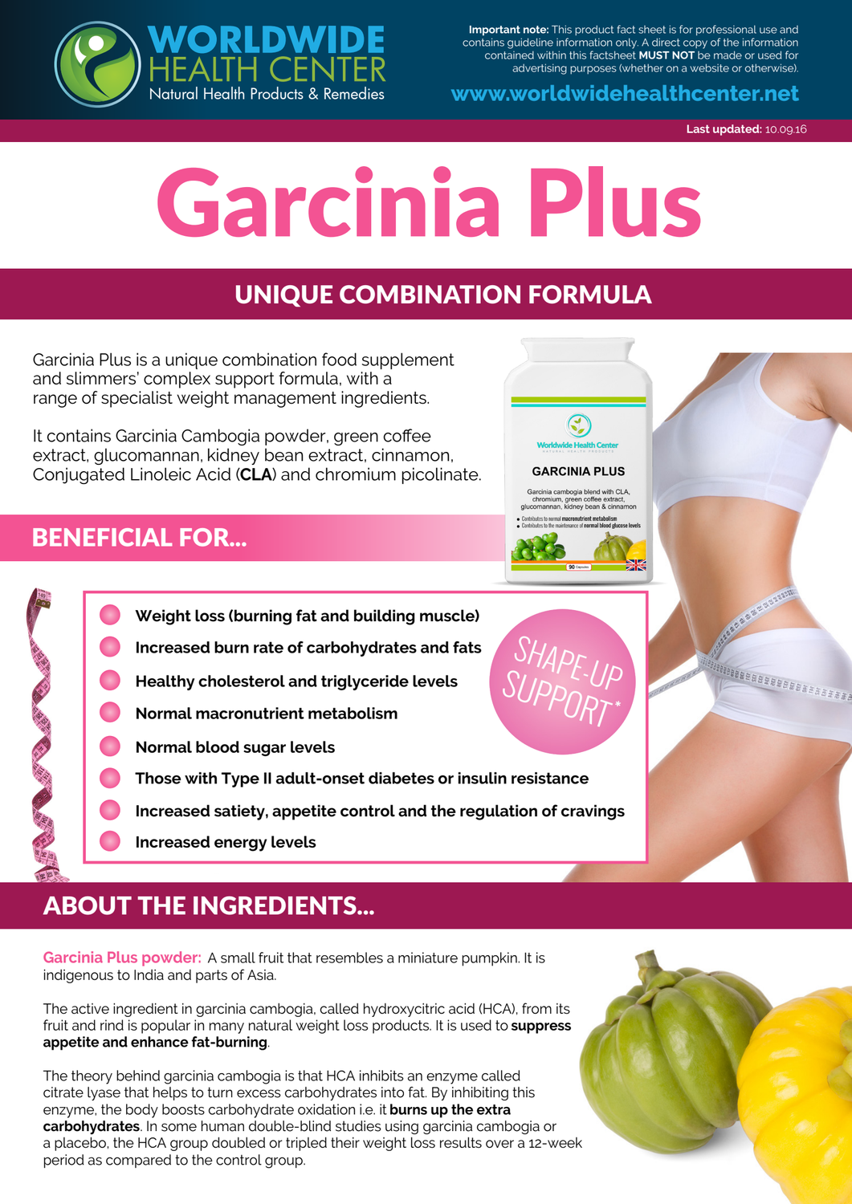**WORLDWIDE HEALTH CENTER**
Natural Health Products & Remedies

**Important note:** This product fact sheet is for professional use and contains guideline information only. A direct copy of the information contained within this factsheet **MUST NOT** be made or used for advertising purposes (whether on a website or otherwise).

**www.worldwidehealthcenter.net**

**Last updated:** 10.09.16

# Garcinia Plus

## UNIQUE COMBINATION FORMULA

Garcinia Plus is a unique combination food supplement and slimmers' complex support formula, with a range of specialist weight management ingredients.

It contains Garcinia Cambogia powder, green coffee extract, glucomannan, kidney bean extract, cinnamon, Conjugated Linoleic Acid (**CLA**) and chromium picolinate.

## BENEFICIAL FOR...

- **Weight loss (burning fat and building muscle)**
- **Increased burn rate of carbohydrates and fats**
- **Healthy cholesterol and triglyceride levels**
- **Normal macronutrient metabolism**
- **Normal blood sugar levels**
- **Those with Type II adult-onset diabetes or insulin resistance**
- **Increased satiety, appetite control and the regulation of cravings**
- **Increased energy levels**

SHAPE-UP SUPPORT*

## ABOUT THE INGREDIENTS...

**Garcinia Plus powder:** A small fruit that resembles a miniature pumpkin. It is indigenous to India and parts of Asia.

The active ingredient in garcinia cambogia, called hydroxycitric acid (HCA), from its fruit and rind is popular in many natural weight loss products. It is used to **suppress appetite and enhance fat-burning**.

The theory behind garcinia cambogia is that HCA inhibits an enzyme called citrate lyase that helps to turn excess carbohydrates into fat. By inhibiting this enzyme, the body boosts carbohydrate oxidation i.e. it **burns up the extra carbohydrates**. In some human double-blind studies using garcinia cambogia or a placebo, the HCA group doubled or tripled their weight loss results over a 12-week period as compared to the control group.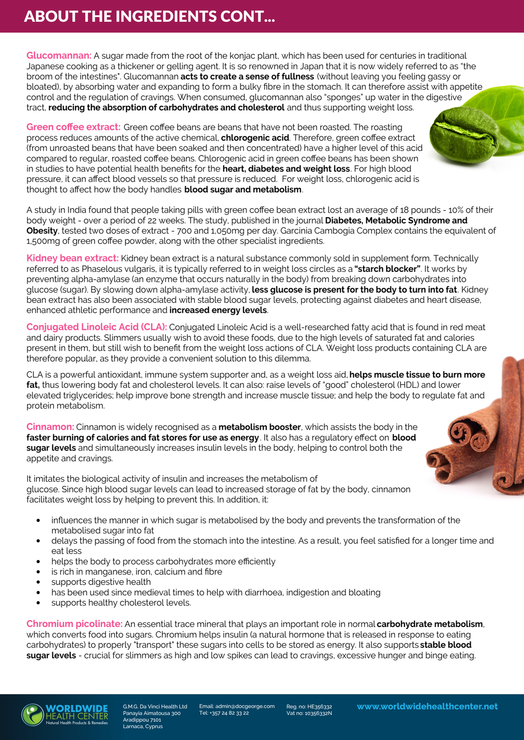# ABOUT THE INGREDIENTS CONT...

**Glucomannan:** A sugar made from the root of the konjac plant, which has been used for centuries in traditional Japanese cooking as a thickener or gelling agent. It is so renowned in Japan that it is now widely referred to as "the broom of the intestines". Glucomannan **acts to create a sense of fullness** (without leaving you feeling gassy or bloated), by absorbing water and expanding to form a bulky fibre in the stomach. It can therefore assist with appetite control and the regulation of cravings. When consumed, glucomannan also "sponges" up water in the digestive tract, **reducing the absorption of carbohydrates and cholesterol** and thus supporting weight loss.

**Green coffee extract:** Green coffee beans are beans that have not been roasted. The roasting process reduces amounts of the active chemical, **chlorogenic acid**. Therefore, green coffee extract (from unroasted beans that have been soaked and then concentrated) have a higher level of this acid compared to regular, roasted coffee beans. Chlorogenic acid in green coffee beans has been shown in studies to have potential health benefits for the **heart, diabetes and weight loss**. For high blood pressure, it can affect blood vessels so that pressure is reduced. For weight loss, chlorogenic acid is thought to affect how the body handles **blood sugar and metabolism**.

A study in India found that people taking pills with green coffee bean extract lost an average of 18 pounds - 10% of their body weight - over a period of 22 weeks. The study, published in the journal **Diabetes, Metabolic Syndrome and Obesity**, tested two doses of extract - 700 and 1,050mg per day. Garcinia Cambogia Complex contains the equivalent of 1,500mg of green coffee powder, along with the other specialist ingredients.

**Kidney bean extract:** Kidney bean extract is a natural substance commonly sold in supplement form. Technically referred to as Phaselous vulgaris, it is typically referred to in weight loss circles as a **"starch blocker"**. It works by preventing alpha-amylase (an enzyme that occurs naturally in the body) from breaking down carbohydrates into glucose (sugar). By slowing down alpha-amylase activity, **less glucose is present for the body to turn into fat**. Kidney bean extract has also been associated with stable blood sugar levels, protecting against diabetes and heart disease, enhanced athletic performance and **increased energy levels**.

**Conjugated Linoleic Acid (CLA):** Conjugated Linoleic Acid is a well-researched fatty acid that is found in red meat and dairy products. Slimmers usually wish to avoid these foods, due to the high levels of saturated fat and calories present in them, but still wish to benefit from the weight loss actions of CLA. Weight loss products containing CLA are therefore popular, as they provide a convenient solution to this dilemma.

CLA is a powerful antioxidant, immune system supporter and, as a weight loss aid, **helps muscle tissue to burn more fat,** thus lowering body fat and cholesterol levels. It can also: raise levels of "good" cholesterol (HDL) and lower elevated triglycerides; help improve bone strength and increase muscle tissue; and help the body to regulate fat and protein metabolism.

**Cinnamon:** Cinnamon is widely recognised as a **metabolism booster**, which assists the body in the **faster burning of calories and fat stores for use as energy**. It also has a regulatory effect on **blood sugar levels** and simultaneously increases insulin levels in the body, helping to control both the appetite and cravings.

It imitates the biological activity of insulin and increases the metabolism of glucose. Since high blood sugar levels can lead to increased storage of fat by the body, cinnamon facilitates weight loss by helping to prevent this. In addition, it:

- influences the manner in which sugar is metabolised by the body and prevents the transformation of the metabolised sugar into fat
- delays the passing of food from the stomach into the intestine. As a result, you feel satisfied for a longer time and eat less
- helps the body to process carbohydrates more efficiently
- is rich in manganese, iron, calcium and fibre
- supports digestive health
- has been used since medieval times to help with diarrhoea, indigestion and bloating
- supports healthy cholesterol levels.

**Chromium picolinate:** An essential trace mineral that plays an important role in normal **carbohydrate metabolism**, which converts food into sugars. Chromium helps insulin (a natural hormone that is released in response to eating carbohydrates) to properly "transport" these sugars into cells to be stored as energy. It also supports **stable blood sugar levels** - crucial for slimmers as high and low spikes can lead to cravings, excessive hunger and binge eating.

WORLDWIDE HEALTH CENTER
Natural Health Products & Remedies

G.M.G. Da Vinci Health Ltd
Panayia Aimatousa 300
Aradippou 7101
Larnaca, Cyprus

Email: admin@docgeorge.com
Tel: +357 24 82 33 22

Reg. no: HE356332
Vat no: 10356332N

www.worldwidehealthcenter.net